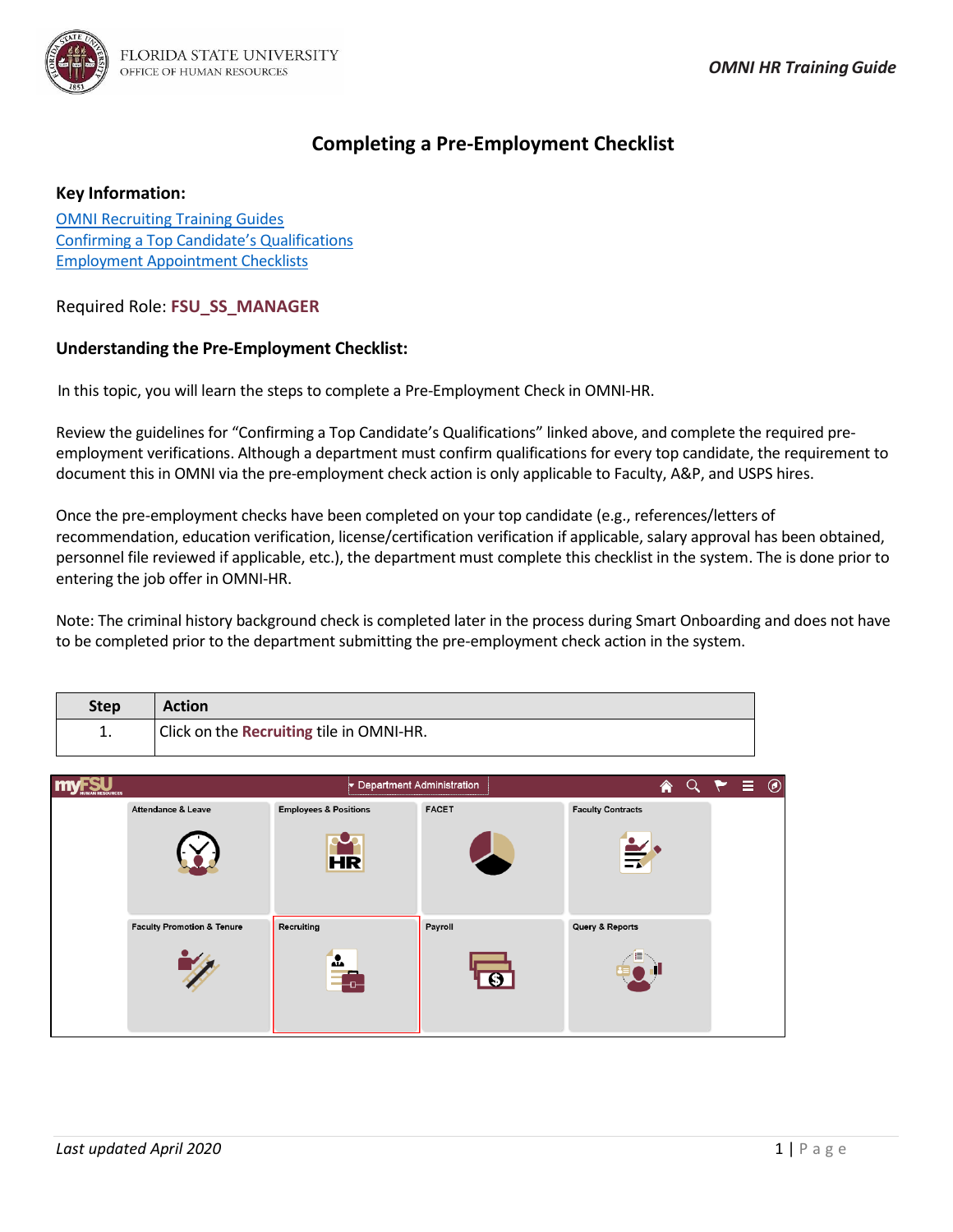# Completing a Pre-Employment Checklist

**Key Information:**

[OMNI Recruiting Training Guides]
[Confirming a Top Candidate's Qualifications]
[Employment Appointment Checklists]

Required Role: **FSU_SS_MANAGER**

**Understanding the Pre-Employment Checklist:**

In this topic, you will learn the steps to complete a Pre-Employment Check in OMNI-HR.

Review the guidelines for "Confirming a Top Candidate's Qualifications" linked above, and complete the required pre-employment verifications. Although a department must confirm qualifications for every top candidate, the requirement to document this in OMNI via the pre-employment check action is only applicable to Faculty, A&P, and USPS hires.

Once the pre-employment checks have been completed on your top candidate (e.g., references/letters of recommendation, education verification, license/certification verification if applicable, salary approval has been obtained, personnel file reviewed if applicable, etc.), the department must complete this checklist in the system. The is done prior to entering the job offer in OMNI-HR.

Note: The criminal history background check is completed later in the process during Smart Onboarding and does not have to be completed prior to the department submitting the pre-employment check action in the system.

| Step | Action |
|---|---|
| 1. | Click on the **Recruiting** tile in OMNI-HR. |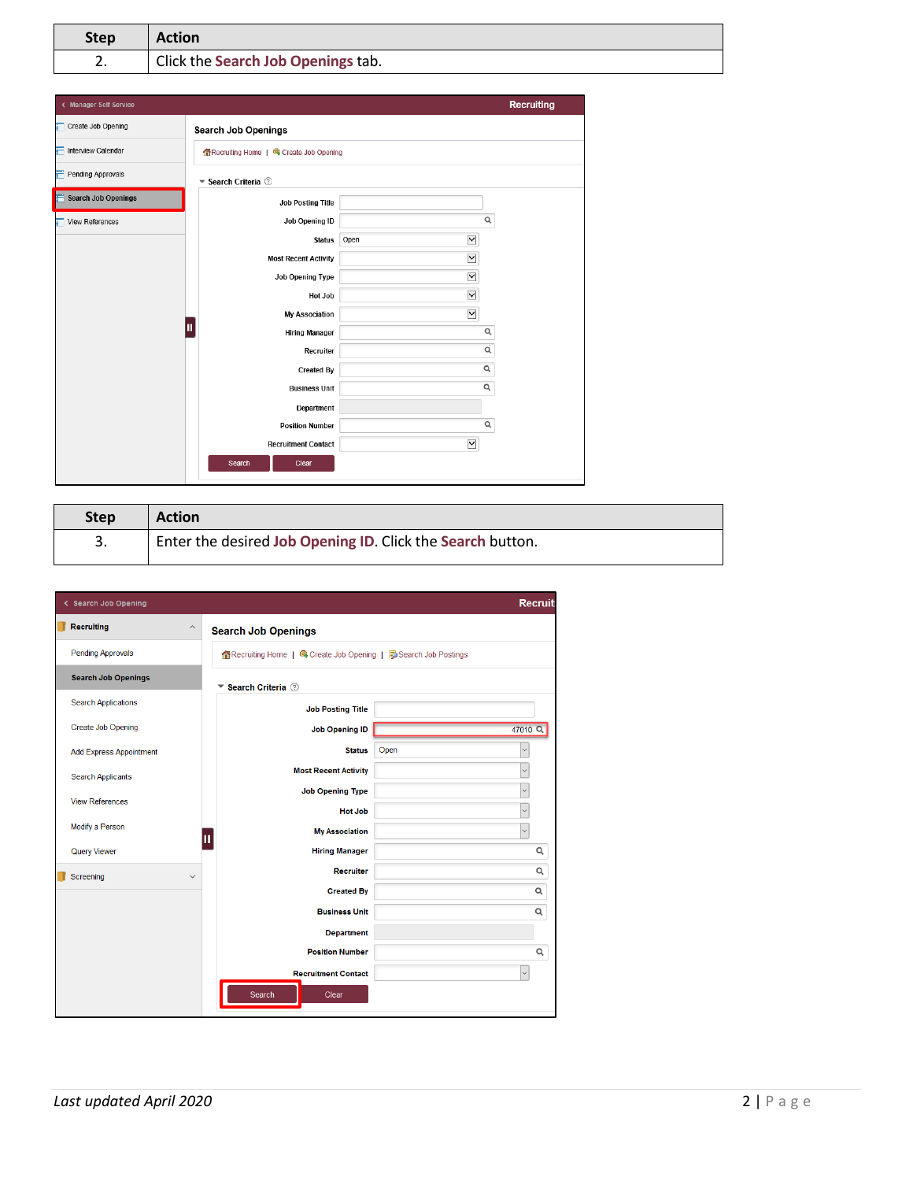| Step | Action |
| --- | --- |
| 2. | Click the **Search Job Openings** tab. |

| Step | Action |
| --- | --- |
| 3. | Enter the desired **Job Opening ID**. Click the **Search** button. |

*Last updated April 2020*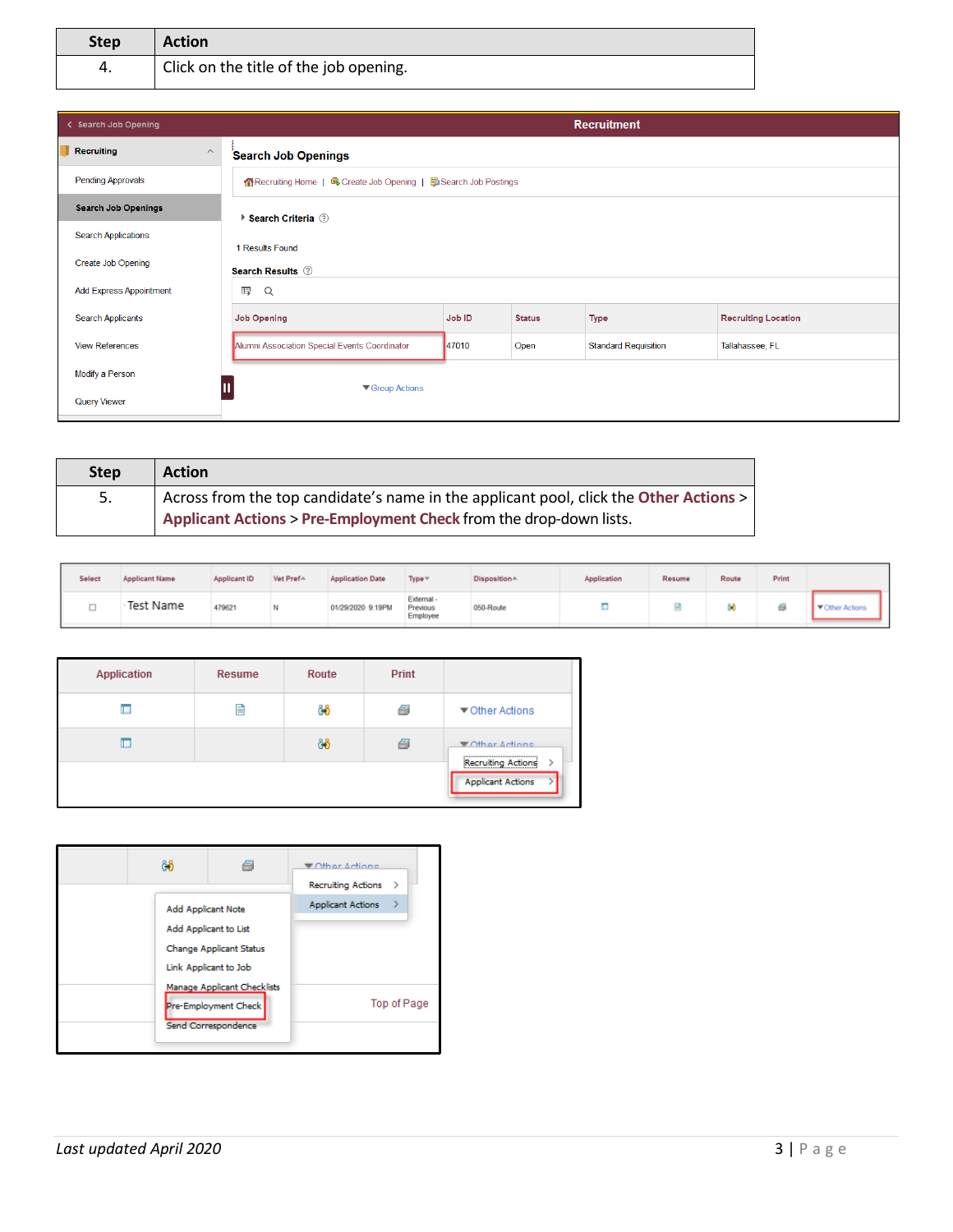| Step | Action |
| --- | --- |
| 4. | Click on the title of the job opening. |

| Step | Action |
| --- | --- |
| 5. | Across from the top candidate's name in the applicant pool, click the **Other Actions** > **Applicant Actions** > **Pre-Employment Check** from the drop-down lists. |

*Last updated April 2020*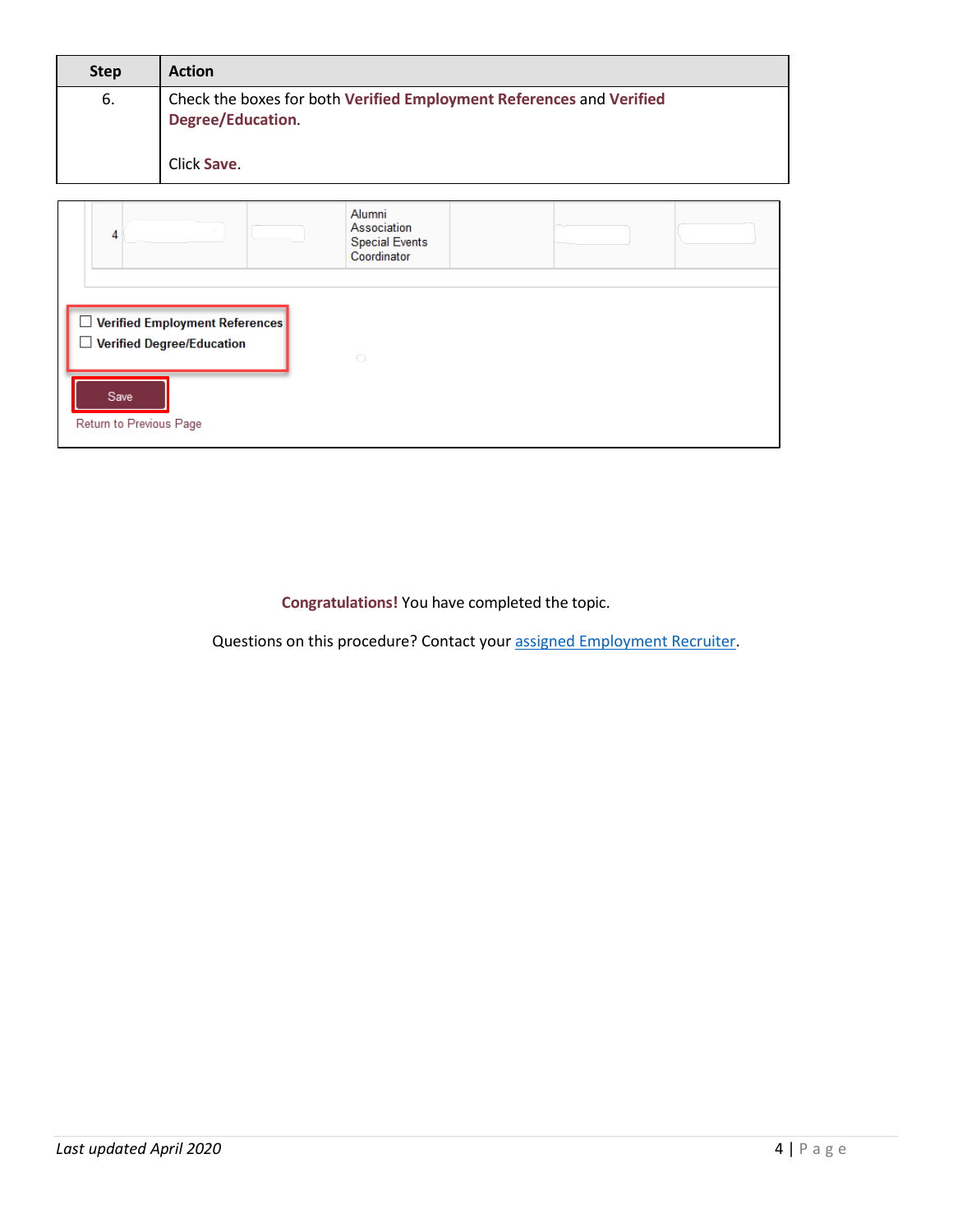| Step | Action |
|---|---|
| 6. | Check the boxes for both **Verified Employment References** and **Verified Degree/Education**.<br><br>Click **Save**. |

| 4 | | | Alumni Association Special Events Coordinator | | | |
|---|---|---|---|---|---|---|

☐ Verified Employment References
☐ Verified Degree/Education

Save

Return to Previous Page

**Congratulations!** You have completed the topic.

Questions on this procedure? Contact your [assigned Employment Recruiter](assigned Employment Recruiter).

*Last updated April 2020*